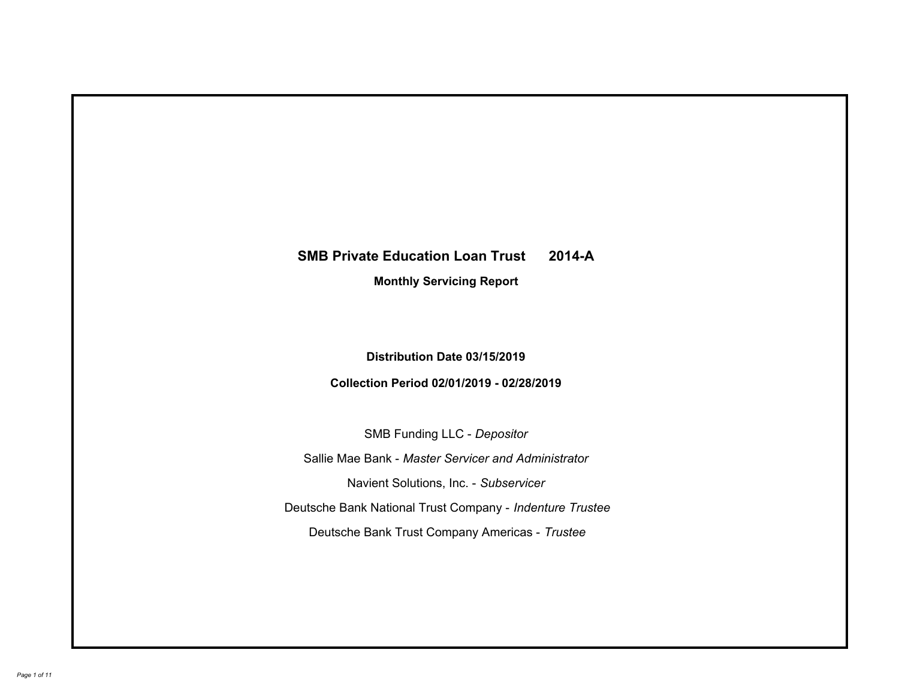# SMB Private Education Loan Trust 2014-A

## Monthly Servicing Report

**Distribution Date 03/15/2019**

**Collection Period 02/01/2019 - 02/28/2019**

SMB Funding LLC - *Depositor*

Sallie Mae Bank - *Master Servicer and Administrator*

Navient Solutions, Inc. - *Subservicer*

Deutsche Bank National Trust Company - *Indenture Trustee*

Deutsche Bank Trust Company Americas - *Trustee*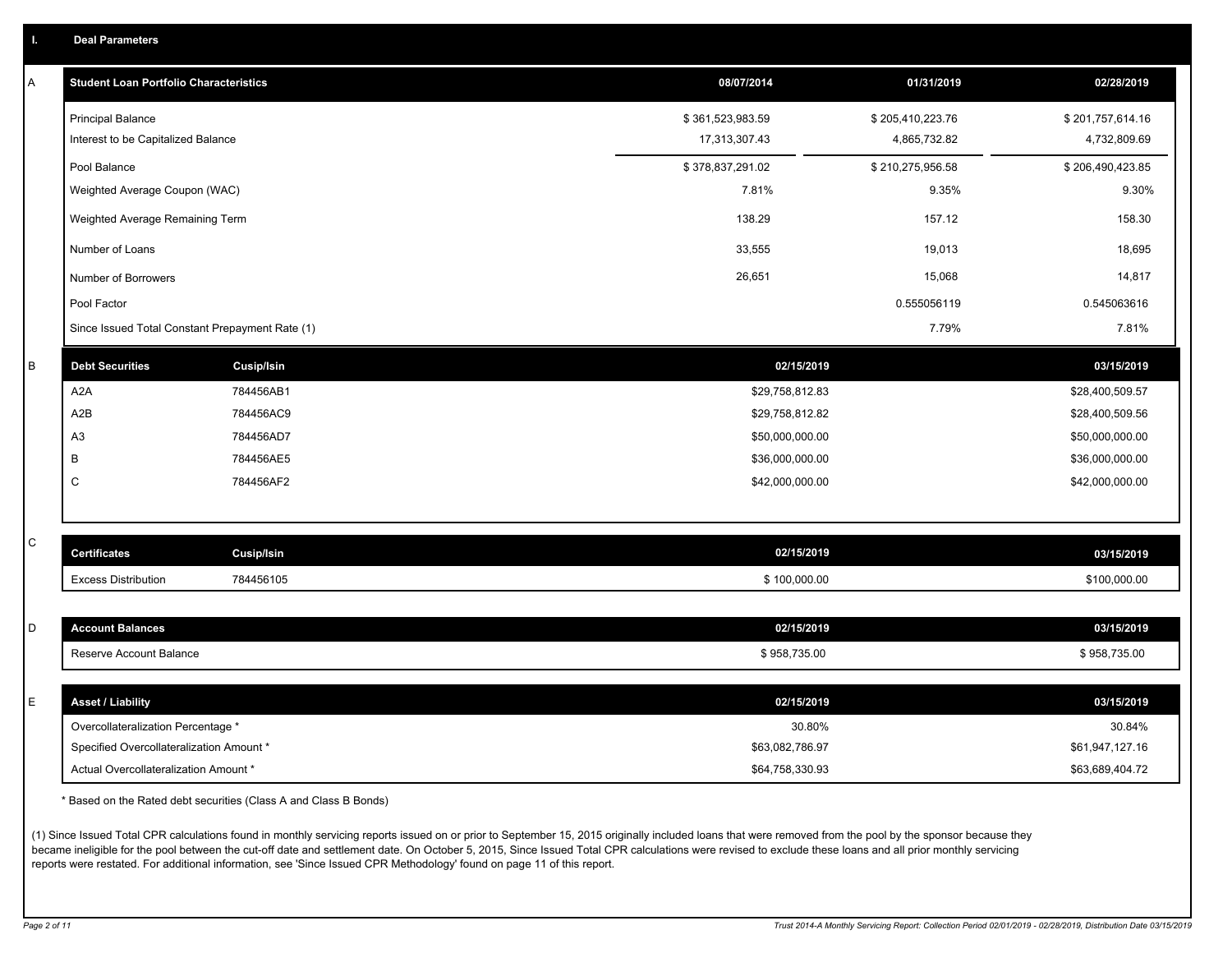## I. Deal Parameters

### A

| Student Loan Portfolio Characteristics | 08/07/2014 | 01/31/2019 | 02/28/2019 |
|---|---|---|---|
| Principal Balance | $ 361,523,983.59 | $ 205,410,223.76 | $ 201,757,614.16 |
| Interest to be Capitalized Balance | 17,313,307.43 | 4,865,732.82 | 4,732,809.69 |
| Pool Balance | $ 378,837,291.02 | $ 210,275,956.58 | $ 206,490,423.85 |
| Weighted Average Coupon (WAC) | 7.81% | 9.35% | 9.30% |
| Weighted Average Remaining Term | 138.29 | 157.12 | 158.30 |
| Number of Loans | 33,555 | 19,013 | 18,695 |
| Number of Borrowers | 26,651 | 15,068 | 14,817 |
| Pool Factor | | 0.555056119 | 0.545063616 |
| Since Issued Total Constant Prepayment Rate (1) | | 7.79% | 7.81% |

### B

| Debt Securities | Cusip/Isin | 02/15/2019 | 03/15/2019 |
|---|---|---|---|
| A2A | 784456AB1 | $29,758,812.83 | $28,400,509.57 |
| A2B | 784456AC9 | $29,758,812.82 | $28,400,509.56 |
| A3 | 784456AD7 | $50,000,000.00 | $50,000,000.00 |
| B | 784456AE5 | $36,000,000.00 | $36,000,000.00 |
| C | 784456AF2 | $42,000,000.00 | $42,000,000.00 |

### C

| Certificates | Cusip/Isin | 02/15/2019 | 03/15/2019 |
|---|---|---|---|
| Excess Distribution | 784456105 | $ 100,000.00 | $100,000.00 |

### D

| Account Balances | 02/15/2019 | 03/15/2019 |
|---|---|---|
| Reserve Account Balance | $ 958,735.00 | $ 958,735.00 |

### E

| Asset / Liability | 02/15/2019 | 03/15/2019 |
|---|---|---|
| Overcollateralization Percentage * | 30.80% | 30.84% |
| Specified Overcollateralization Amount * | $63,082,786.97 | $61,947,127.16 |
| Actual Overcollateralization Amount * | $64,758,330.93 | $63,689,404.72 |

* Based on the Rated debt securities (Class A and Class B Bonds)

(1) Since Issued Total CPR calculations found in monthly servicing reports issued on or prior to September 15, 2015 originally included loans that were removed from the pool by the sponsor because they became ineligible for the pool between the cut-off date and settlement date. On October 5, 2015, Since Issued Total CPR calculations were revised to exclude these loans and all prior monthly servicing reports were restated. For additional information, see 'Since Issued CPR Methodology' found on page 11 of this report.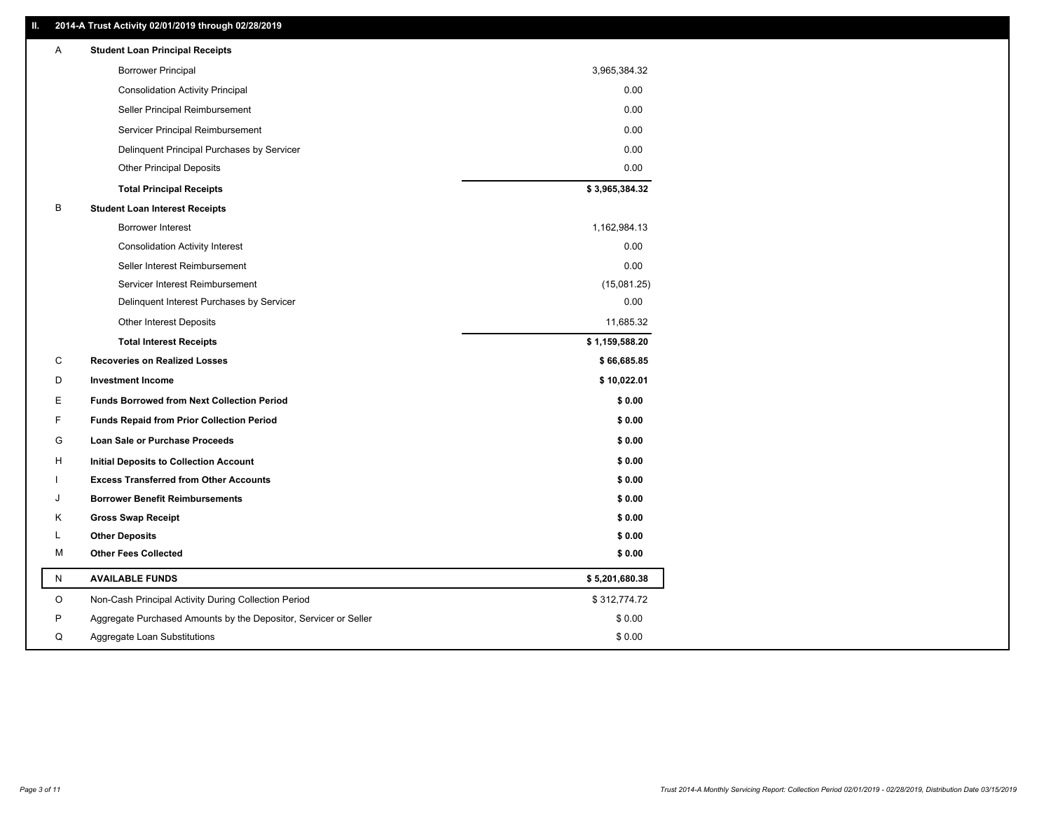## II. 2014-A Trust Activity 02/01/2019 through 02/28/2019

| | | |
|---|---|---|
| A | **Student Loan Principal Receipts** | |
| | Borrower Principal | 3,965,384.32 |
| | Consolidation Activity Principal | 0.00 |
| | Seller Principal Reimbursement | 0.00 |
| | Servicer Principal Reimbursement | 0.00 |
| | Delinquent Principal Purchases by Servicer | 0.00 |
| | Other Principal Deposits | 0.00 |
| | **Total Principal Receipts** | **$ 3,965,384.32** |
| B | **Student Loan Interest Receipts** | |
| | Borrower Interest | 1,162,984.13 |
| | Consolidation Activity Interest | 0.00 |
| | Seller Interest Reimbursement | 0.00 |
| | Servicer Interest Reimbursement | (15,081.25) |
| | Delinquent Interest Purchases by Servicer | 0.00 |
| | Other Interest Deposits | 11,685.32 |
| | **Total Interest Receipts** | **$ 1,159,588.20** |
| C | **Recoveries on Realized Losses** | **$ 66,685.85** |
| D | **Investment Income** | **$ 10,022.01** |
| E | **Funds Borrowed from Next Collection Period** | **$ 0.00** |
| F | **Funds Repaid from Prior Collection Period** | **$ 0.00** |
| G | **Loan Sale or Purchase Proceeds** | **$ 0.00** |
| H | **Initial Deposits to Collection Account** | **$ 0.00** |
| I | **Excess Transferred from Other Accounts** | **$ 0.00** |
| J | **Borrower Benefit Reimbursements** | **$ 0.00** |
| K | **Gross Swap Receipt** | **$ 0.00** |
| L | **Other Deposits** | **$ 0.00** |
| M | **Other Fees Collected** | **$ 0.00** |
| N | **AVAILABLE FUNDS** | **$ 5,201,680.38** |
| O | Non-Cash Principal Activity During Collection Period | $ 312,774.72 |
| P | Aggregate Purchased Amounts by the Depositor, Servicer or Seller | $ 0.00 |
| Q | Aggregate Loan Substitutions | $ 0.00 |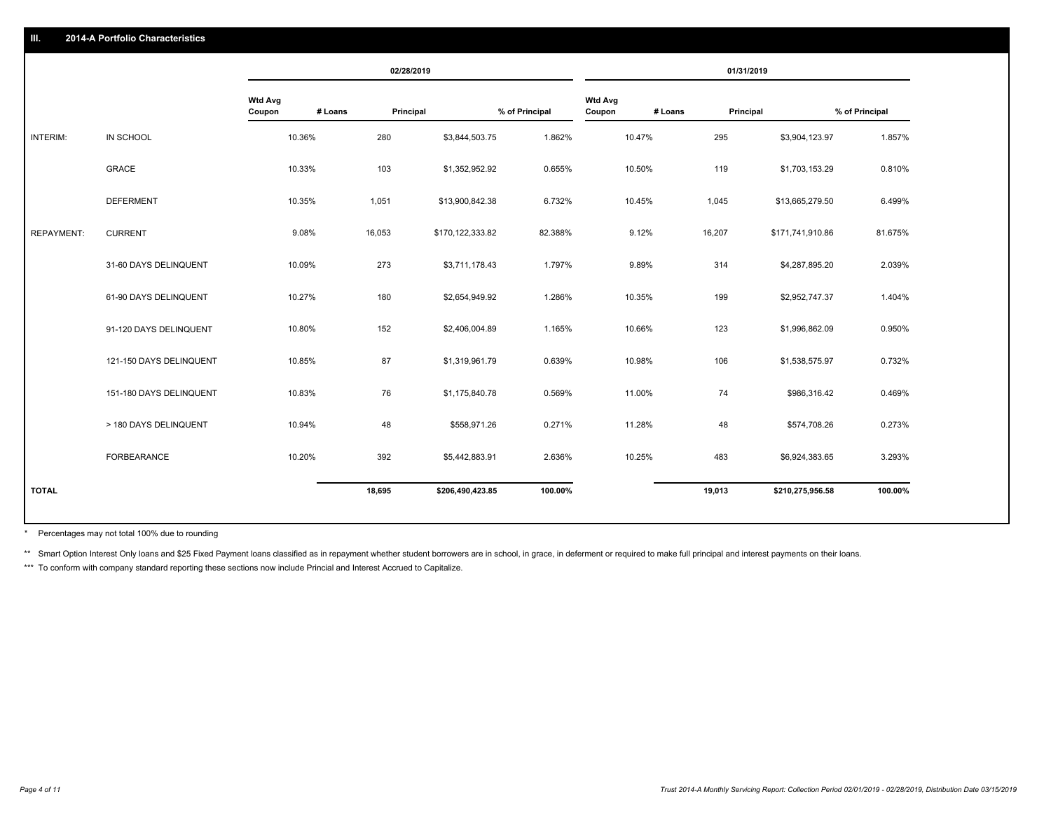## III. 2014-A Portfolio Characteristics

| | | 02/28/2019 | | | | 01/31/2019 | | | |
|---|---|---|---|---|---|---|---|---|---|
| | | Wtd Avg Coupon | # Loans | Principal | % of Principal | Wtd Avg Coupon | # Loans | Principal | % of Principal |
| INTERIM: | IN SCHOOL | 10.36% | 280 | $3,844,503.75 | 1.862% | 10.47% | 295 | $3,904,123.97 | 1.857% |
| | GRACE | 10.33% | 103 | $1,352,952.92 | 0.655% | 10.50% | 119 | $1,703,153.29 | 0.810% |
| | DEFERMENT | 10.35% | 1,051 | $13,900,842.38 | 6.732% | 10.45% | 1,045 | $13,665,279.50 | 6.499% |
| REPAYMENT: | CURRENT | 9.08% | 16,053 | $170,122,333.82 | 82.388% | 9.12% | 16,207 | $171,741,910.86 | 81.675% |
| | 31-60 DAYS DELINQUENT | 10.09% | 273 | $3,711,178.43 | 1.797% | 9.89% | 314 | $4,287,895.20 | 2.039% |
| | 61-90 DAYS DELINQUENT | 10.27% | 180 | $2,654,949.92 | 1.286% | 10.35% | 199 | $2,952,747.37 | 1.404% |
| | 91-120 DAYS DELINQUENT | 10.80% | 152 | $2,406,004.89 | 1.165% | 10.66% | 123 | $1,996,862.09 | 0.950% |
| | 121-150 DAYS DELINQUENT | 10.85% | 87 | $1,319,961.79 | 0.639% | 10.98% | 106 | $1,538,575.97 | 0.732% |
| | 151-180 DAYS DELINQUENT | 10.83% | 76 | $1,175,840.78 | 0.569% | 11.00% | 74 | $986,316.42 | 0.469% |
| | > 180 DAYS DELINQUENT | 10.94% | 48 | $558,971.26 | 0.271% | 11.28% | 48 | $574,708.26 | 0.273% |
| | FORBEARANCE | 10.20% | 392 | $5,442,883.91 | 2.636% | 10.25% | 483 | $6,924,383.65 | 3.293% |
| TOTAL | | | 18,695 | $206,490,423.85 | 100.00% | | 19,013 | $210,275,956.58 | 100.00% |

\* Percentages may not total 100% due to rounding

** Smart Option Interest Only loans and $25 Fixed Payment loans classified as in repayment whether student borrowers are in school, in grace, in deferment or required to make full principal and interest payments on their loans.

*** To conform with company standard reporting these sections now include Princial and Interest Accrued to Capitalize.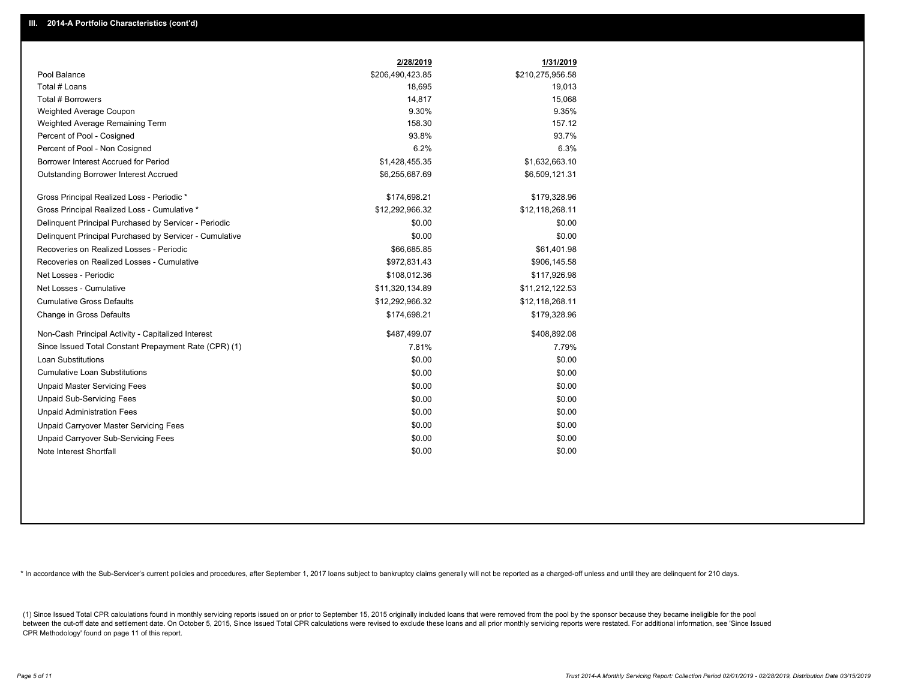## III. 2014-A Portfolio Characteristics (cont'd)

| | 2/28/2019 | 1/31/2019 |
|---|---|---|
| Pool Balance | $206,490,423.85 | $210,275,956.58 |
| Total # Loans | 18,695 | 19,013 |
| Total # Borrowers | 14,817 | 15,068 |
| Weighted Average Coupon | 9.30% | 9.35% |
| Weighted Average Remaining Term | 158.30 | 157.12 |
| Percent of Pool - Cosigned | 93.8% | 93.7% |
| Percent of Pool - Non Cosigned | 6.2% | 6.3% |
| Borrower Interest Accrued for Period | $1,428,455.35 | $1,632,663.10 |
| Outstanding Borrower Interest Accrued | $6,255,687.69 | $6,509,121.31 |
| Gross Principal Realized Loss - Periodic * | $174,698.21 | $179,328.96 |
| Gross Principal Realized Loss - Cumulative * | $12,292,966.32 | $12,118,268.11 |
| Delinquent Principal Purchased by Servicer - Periodic | $0.00 | $0.00 |
| Delinquent Principal Purchased by Servicer - Cumulative | $0.00 | $0.00 |
| Recoveries on Realized Losses - Periodic | $66,685.85 | $61,401.98 |
| Recoveries on Realized Losses - Cumulative | $972,831.43 | $906,145.58 |
| Net Losses - Periodic | $108,012.36 | $117,926.98 |
| Net Losses - Cumulative | $11,320,134.89 | $11,212,122.53 |
| Cumulative Gross Defaults | $12,292,966.32 | $12,118,268.11 |
| Change in Gross Defaults | $174,698.21 | $179,328.96 |
| Non-Cash Principal Activity - Capitalized Interest | $487,499.07 | $408,892.08 |
| Since Issued Total Constant Prepayment Rate (CPR) (1) | 7.81% | 7.79% |
| Loan Substitutions | $0.00 | $0.00 |
| Cumulative Loan Substitutions | $0.00 | $0.00 |
| Unpaid Master Servicing Fees | $0.00 | $0.00 |
| Unpaid Sub-Servicing Fees | $0.00 | $0.00 |
| Unpaid Administration Fees | $0.00 | $0.00 |
| Unpaid Carryover Master Servicing Fees | $0.00 | $0.00 |
| Unpaid Carryover Sub-Servicing Fees | $0.00 | $0.00 |
| Note Interest Shortfall | $0.00 | $0.00 |

* In accordance with the Sub-Servicer's current policies and procedures, after September 1, 2017 loans subject to bankruptcy claims generally will not be reported as a charged-off unless and until they are delinquent for 210 days.

(1) Since Issued Total CPR calculations found in monthly servicing reports issued on or prior to September 15, 2015 originally included loans that were removed from the pool by the sponsor because they became ineligible for the pool between the cut-off date and settlement date. On October 5, 2015, Since Issued Total CPR calculations were revised to exclude these loans and all prior monthly servicing reports were restated. For additional information, see 'Since Issued CPR Methodology' found on page 11 of this report.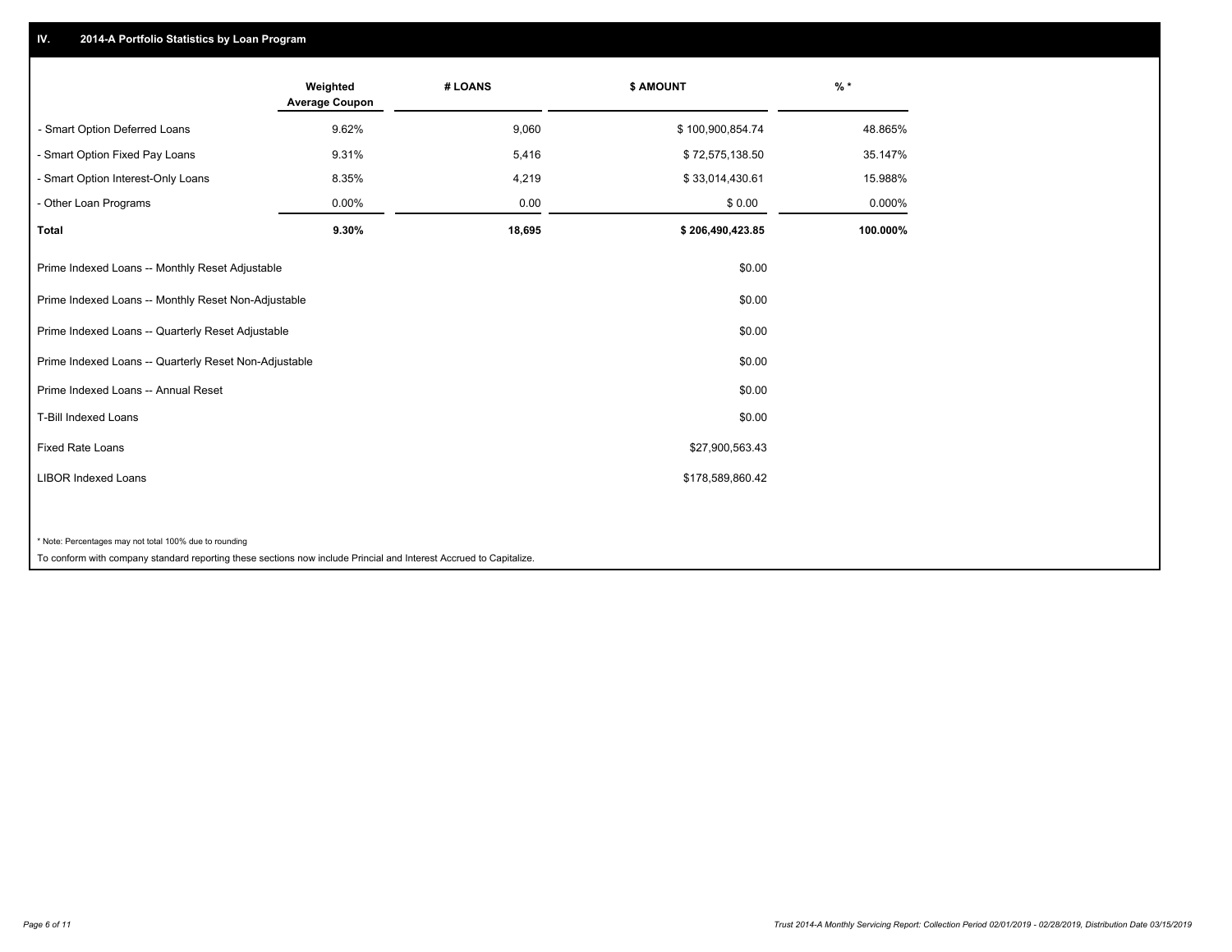## IV. 2014-A Portfolio Statistics by Loan Program

| | Weighted Average Coupon | # LOANS | $ AMOUNT | % * |
|---|---|---|---|---|
| - Smart Option Deferred Loans | 9.62% | 9,060 | $ 100,900,854.74 | 48.865% |
| - Smart Option Fixed Pay Loans | 9.31% | 5,416 | $ 72,575,138.50 | 35.147% |
| - Smart Option Interest-Only Loans | 8.35% | 4,219 | $ 33,014,430.61 | 15.988% |
| - Other Loan Programs | 0.00% | 0.00 | $ 0.00 | 0.000% |
| **Total** | **9.30%** | **18,695** | **$ 206,490,423.85** | **100.000%** |

| | $ AMOUNT |
|---|---|
| Prime Indexed Loans -- Monthly Reset Adjustable | $0.00 |
| Prime Indexed Loans -- Monthly Reset Non-Adjustable | $0.00 |
| Prime Indexed Loans -- Quarterly Reset Adjustable | $0.00 |
| Prime Indexed Loans -- Quarterly Reset Non-Adjustable | $0.00 |
| Prime Indexed Loans -- Annual Reset | $0.00 |
| T-Bill Indexed Loans | $0.00 |
| Fixed Rate Loans | $27,900,563.43 |
| LIBOR Indexed Loans | $178,589,860.42 |

* Note: Percentages may not total 100% due to rounding

To conform with company standard reporting these sections now include Princial and Interest Accrued to Capitalize.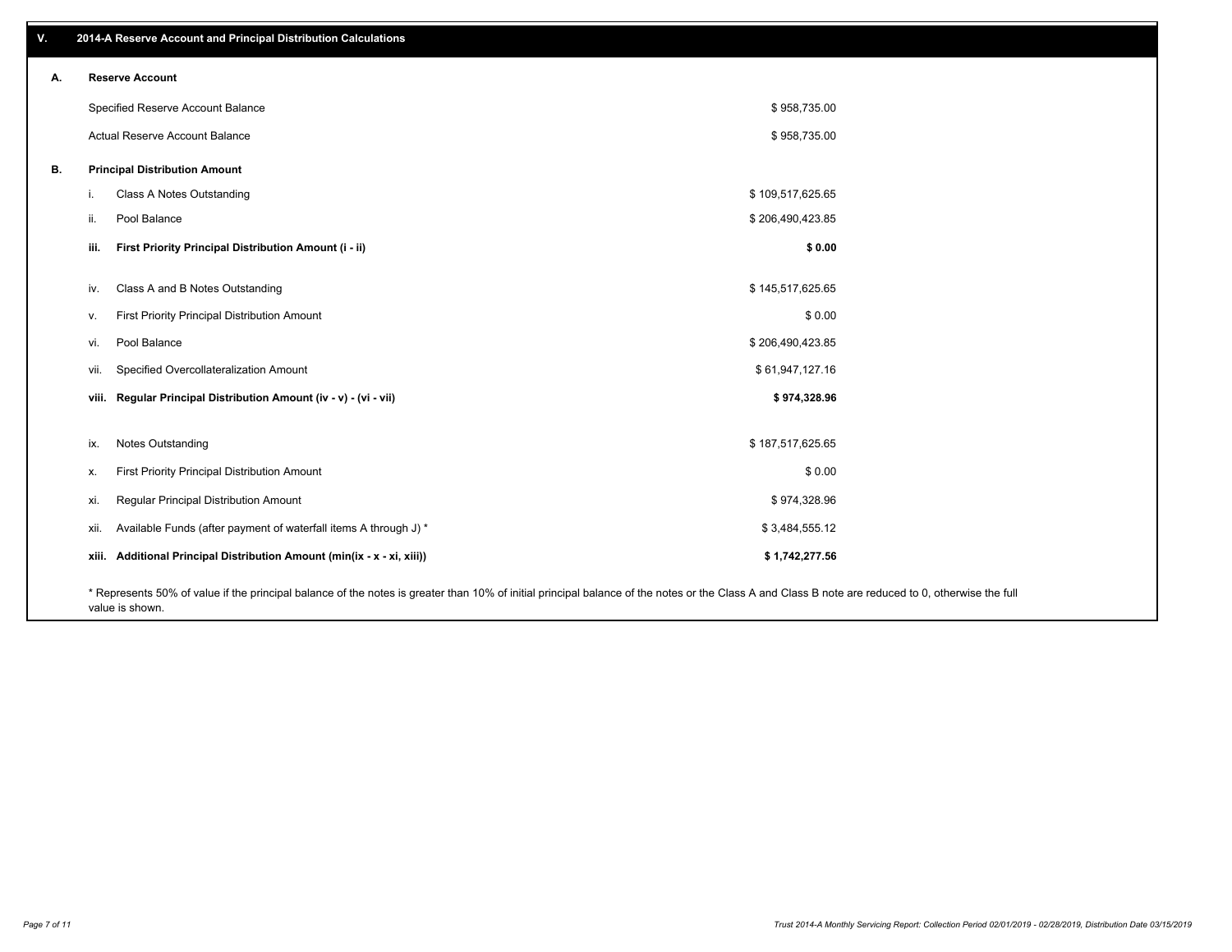## V. 2014-A Reserve Account and Principal Distribution Calculations

### A. Reserve Account

| | |
|---|---|
| Specified Reserve Account Balance | $ 958,735.00 |
| Actual Reserve Account Balance | $ 958,735.00 |

### B. Principal Distribution Amount

| | | |
|---|---|---|
| i. | Class A Notes Outstanding | $ 109,517,625.65 |
| ii. | Pool Balance | $ 206,490,423.85 |
| **iii.** | **First Priority Principal Distribution Amount (i - ii)** | **$ 0.00** |
| iv. | Class A and B Notes Outstanding | $ 145,517,625.65 |
| v. | First Priority Principal Distribution Amount | $ 0.00 |
| vi. | Pool Balance | $ 206,490,423.85 |
| vii. | Specified Overcollateralization Amount | $ 61,947,127.16 |
| **viii.** | **Regular Principal Distribution Amount (iv - v) - (vi - vii)** | **$ 974,328.96** |
| ix. | Notes Outstanding | $ 187,517,625.65 |
| x. | First Priority Principal Distribution Amount | $ 0.00 |
| xi. | Regular Principal Distribution Amount | $ 974,328.96 |
| xii. | Available Funds (after payment of waterfall items A through J) * | $ 3,484,555.12 |
| **xiii.** | **Additional Principal Distribution Amount (min(ix - x - xi, xiii))** | **$ 1,742,277.56** |

* Represents 50% of value if the principal balance of the notes is greater than 10% of initial principal balance of the notes or the Class A and Class B note are reduced to 0, otherwise the full value is shown.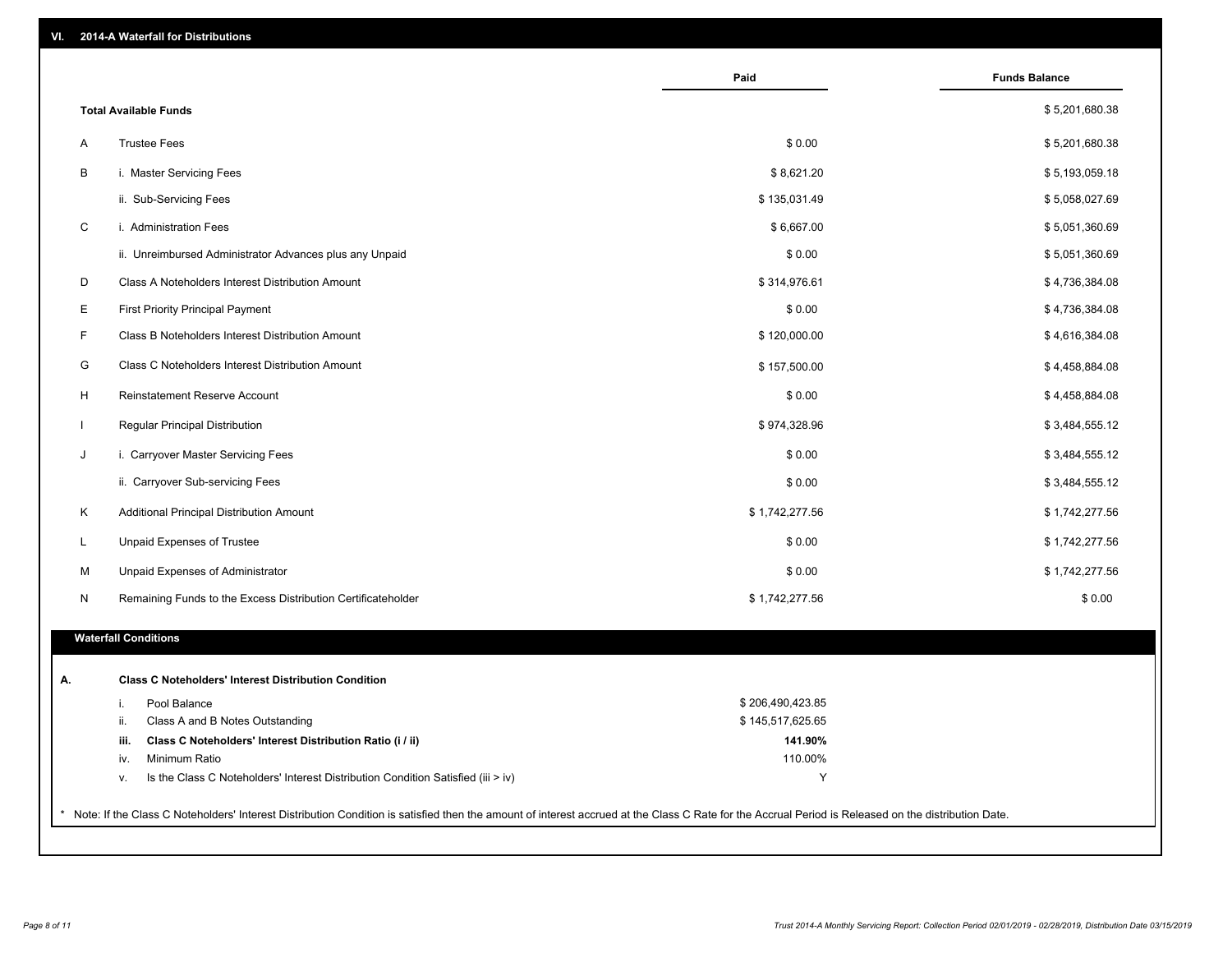## VI. 2014-A Waterfall for Distributions

| | | Paid | Funds Balance |
|---|---|---|---|
| | **Total Available Funds** | | $ 5,201,680.38 |
| A | Trustee Fees | $ 0.00 | $ 5,201,680.38 |
| B | i. Master Servicing Fees | $ 8,621.20 | $ 5,193,059.18 |
| | ii. Sub-Servicing Fees | $ 135,031.49 | $ 5,058,027.69 |
| C | i. Administration Fees | $ 6,667.00 | $ 5,051,360.69 |
| | ii. Unreimbursed Administrator Advances plus any Unpaid | $ 0.00 | $ 5,051,360.69 |
| D | Class A Noteholders Interest Distribution Amount | $ 314,976.61 | $ 4,736,384.08 |
| E | First Priority Principal Payment | $ 0.00 | $ 4,736,384.08 |
| F | Class B Noteholders Interest Distribution Amount | $ 120,000.00 | $ 4,616,384.08 |
| G | Class C Noteholders Interest Distribution Amount | $ 157,500.00 | $ 4,458,884.08 |
| H | Reinstatement Reserve Account | $ 0.00 | $ 4,458,884.08 |
| I | Regular Principal Distribution | $ 974,328.96 | $ 3,484,555.12 |
| J | i. Carryover Master Servicing Fees | $ 0.00 | $ 3,484,555.12 |
| | ii. Carryover Sub-servicing Fees | $ 0.00 | $ 3,484,555.12 |
| K | Additional Principal Distribution Amount | $ 1,742,277.56 | $ 1,742,277.56 |
| L | Unpaid Expenses of Trustee | $ 0.00 | $ 1,742,277.56 |
| M | Unpaid Expenses of Administrator | $ 0.00 | $ 1,742,277.56 |
| N | Remaining Funds to the Excess Distribution Certificateholder | $ 1,742,277.56 | $ 0.00 |

### Waterfall Conditions

| | | |
|---|---|---|
| **A.** | **Class C Noteholders' Interest Distribution Condition** | |
| i. | Pool Balance | $ 206,490,423.85 |
| ii. | Class A and B Notes Outstanding | $ 145,517,625.65 |
| **iii.** | **Class C Noteholders' Interest Distribution Ratio (i / ii)** | **141.90%** |
| iv. | Minimum Ratio | 110.00% |
| v. | Is the Class C Noteholders' Interest Distribution Condition Satisfied (iii > iv) | Y |

* Note: If the Class C Noteholders' Interest Distribution Condition is satisfied then the amount of interest accrued at the Class C Rate for the Accrual Period is Released on the distribution Date.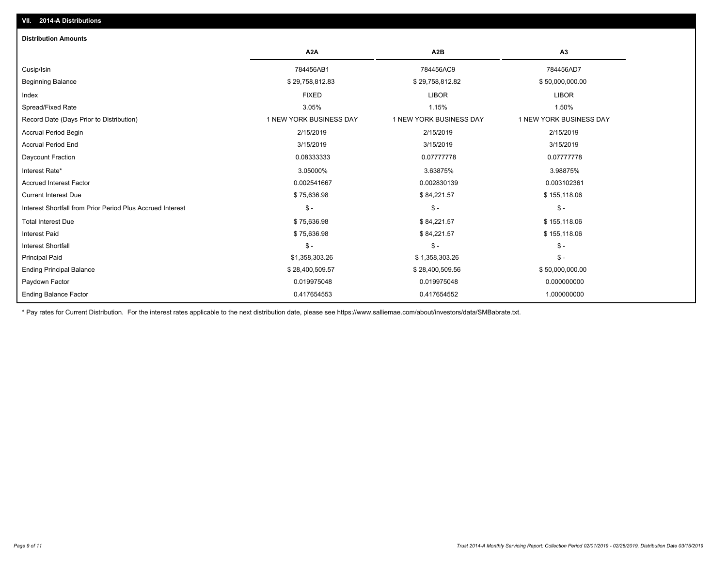## VII. 2014-A Distributions

### Distribution Amounts

| | A2A | A2B | A3 |
|---|---|---|---|
| Cusip/Isin | 784456AB1 | 784456AC9 | 784456AD7 |
| Beginning Balance | $ 29,758,812.83 | $ 29,758,812.82 | $ 50,000,000.00 |
| Index | FIXED | LIBOR | LIBOR |
| Spread/Fixed Rate | 3.05% | 1.15% | 1.50% |
| Record Date (Days Prior to Distribution) | 1 NEW YORK BUSINESS DAY | 1 NEW YORK BUSINESS DAY | 1 NEW YORK BUSINESS DAY |
| Accrual Period Begin | 2/15/2019 | 2/15/2019 | 2/15/2019 |
| Accrual Period End | 3/15/2019 | 3/15/2019 | 3/15/2019 |
| Daycount Fraction | 0.08333333 | 0.07777778 | 0.07777778 |
| Interest Rate* | 3.05000% | 3.63875% | 3.98875% |
| Accrued Interest Factor | 0.002541667 | 0.002830139 | 0.003102361 |
| Current Interest Due | $ 75,636.98 | $ 84,221.57 | $ 155,118.06 |
| Interest Shortfall from Prior Period Plus Accrued Interest | $ - | $ - | $ - |
| Total Interest Due | $ 75,636.98 | $ 84,221.57 | $ 155,118.06 |
| Interest Paid | $ 75,636.98 | $ 84,221.57 | $ 155,118.06 |
| Interest Shortfall | $ - | $ - | $ - |
| Principal Paid | $1,358,303.26 | $ 1,358,303.26 | $ - |
| Ending Principal Balance | $ 28,400,509.57 | $ 28,400,509.56 | $ 50,000,000.00 |
| Paydown Factor | 0.019975048 | 0.019975048 | 0.000000000 |
| Ending Balance Factor | 0.417654553 | 0.417654552 | 1.000000000 |

* Pay rates for Current Distribution. For the interest rates applicable to the next distribution date, please see https://www.salliemae.com/about/investors/data/SMBabrate.txt.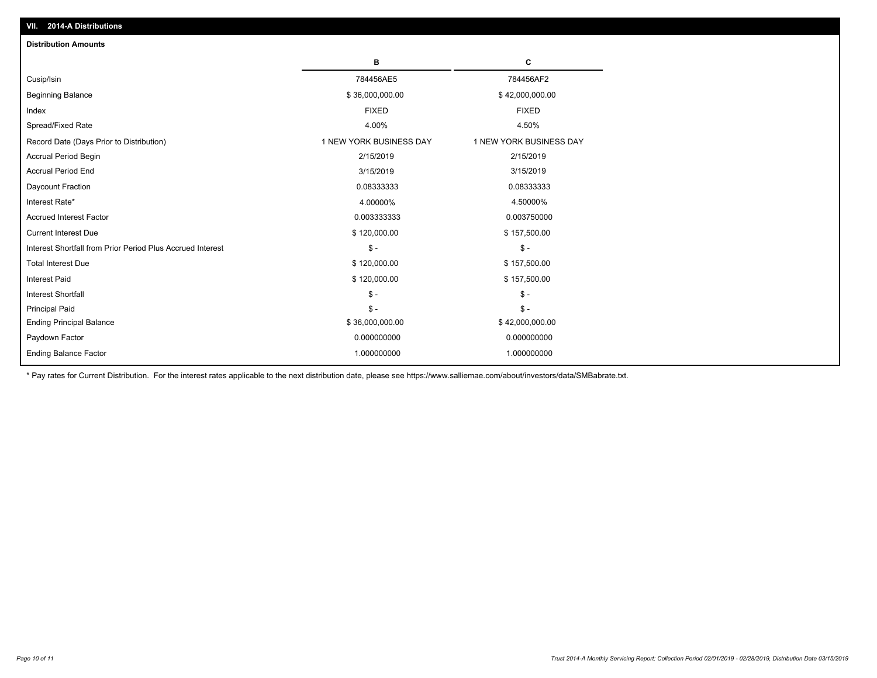## VII. 2014-A Distributions

### Distribution Amounts

| | B | C |
|---|---|---|
| Cusip/Isin | 784456AE5 | 784456AF2 |
| Beginning Balance | $ 36,000,000.00 | $ 42,000,000.00 |
| Index | FIXED | FIXED |
| Spread/Fixed Rate | 4.00% | 4.50% |
| Record Date (Days Prior to Distribution) | 1 NEW YORK BUSINESS DAY | 1 NEW YORK BUSINESS DAY |
| Accrual Period Begin | 2/15/2019 | 2/15/2019 |
| Accrual Period End | 3/15/2019 | 3/15/2019 |
| Daycount Fraction | 0.08333333 | 0.08333333 |
| Interest Rate* | 4.00000% | 4.50000% |
| Accrued Interest Factor | 0.003333333 | 0.003750000 |
| Current Interest Due | $ 120,000.00 | $ 157,500.00 |
| Interest Shortfall from Prior Period Plus Accrued Interest | $ - | $ - |
| Total Interest Due | $ 120,000.00 | $ 157,500.00 |
| Interest Paid | $ 120,000.00 | $ 157,500.00 |
| Interest Shortfall | $ - | $ - |
| Principal Paid | $ - | $ - |
| Ending Principal Balance | $ 36,000,000.00 | $ 42,000,000.00 |
| Paydown Factor | 0.000000000 | 0.000000000 |
| Ending Balance Factor | 1.000000000 | 1.000000000 |

* Pay rates for Current Distribution. For the interest rates applicable to the next distribution date, please see https://www.salliemae.com/about/investors/data/SMBabrate.txt.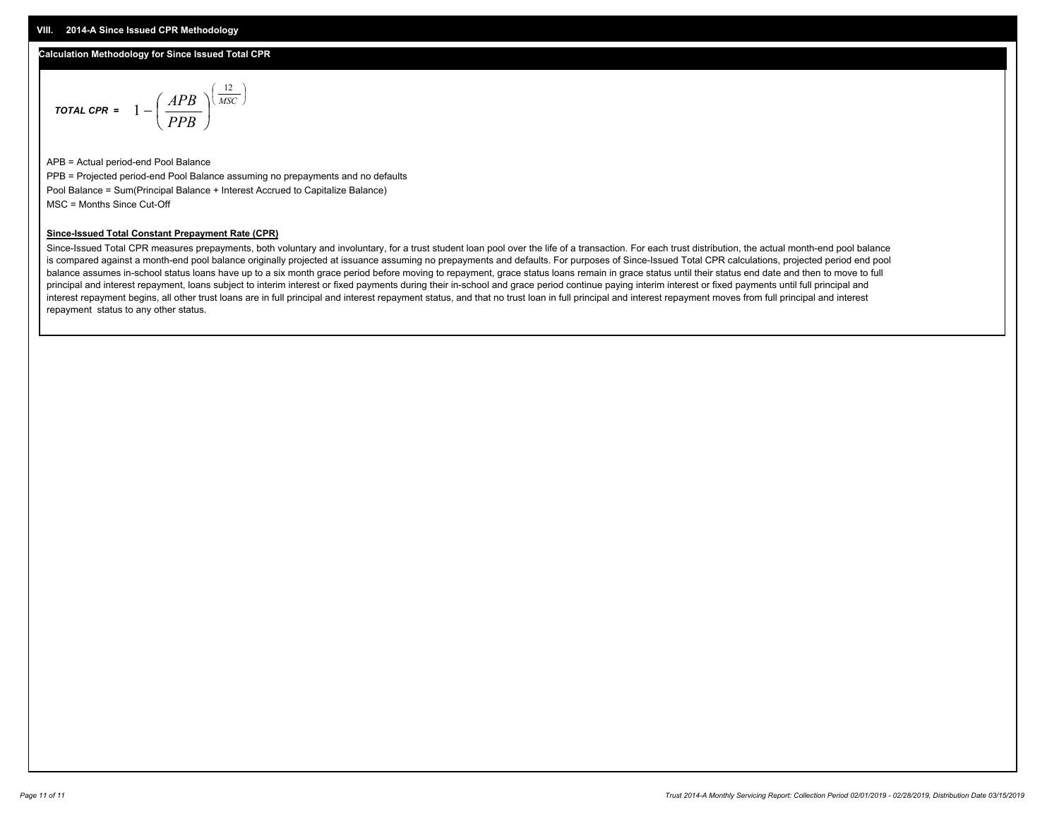## VIII. 2014-A Since Issued CPR Methodology

### Calculation Methodology for Since Issued Total CPR

$$\textbf{TOTAL CPR} = 1 - \left( \frac{APB}{PPB} \right)^{\left( \frac{12}{MSC} \right)}$$

APB = Actual period-end Pool Balance

PPB = Projected period-end Pool Balance assuming no prepayments and no defaults

Pool Balance = Sum(Principal Balance + Interest Accrued to Capitalize Balance)

MSC = Months Since Cut-Off

**Since-Issued Total Constant Prepayment Rate (CPR)**

Since-Issued Total CPR measures prepayments, both voluntary and involuntary, for a trust student loan pool over the life of a transaction. For each trust distribution, the actual month-end pool balance is compared against a month-end pool balance originally projected at issuance assuming no prepayments and defaults. For purposes of Since-Issued Total CPR calculations, projected period end pool balance assumes in-school status loans have up to a six month grace period before moving to repayment, grace status loans remain in grace status until their status end date and then to move to full principal and interest repayment, loans subject to interim interest or fixed payments during their in-school and grace period continue paying interim interest or fixed payments until full principal and interest repayment begins, all other trust loans are in full principal and interest repayment status, and that no trust loan in full principal and interest repayment moves from full principal and interest repayment status to any other status.